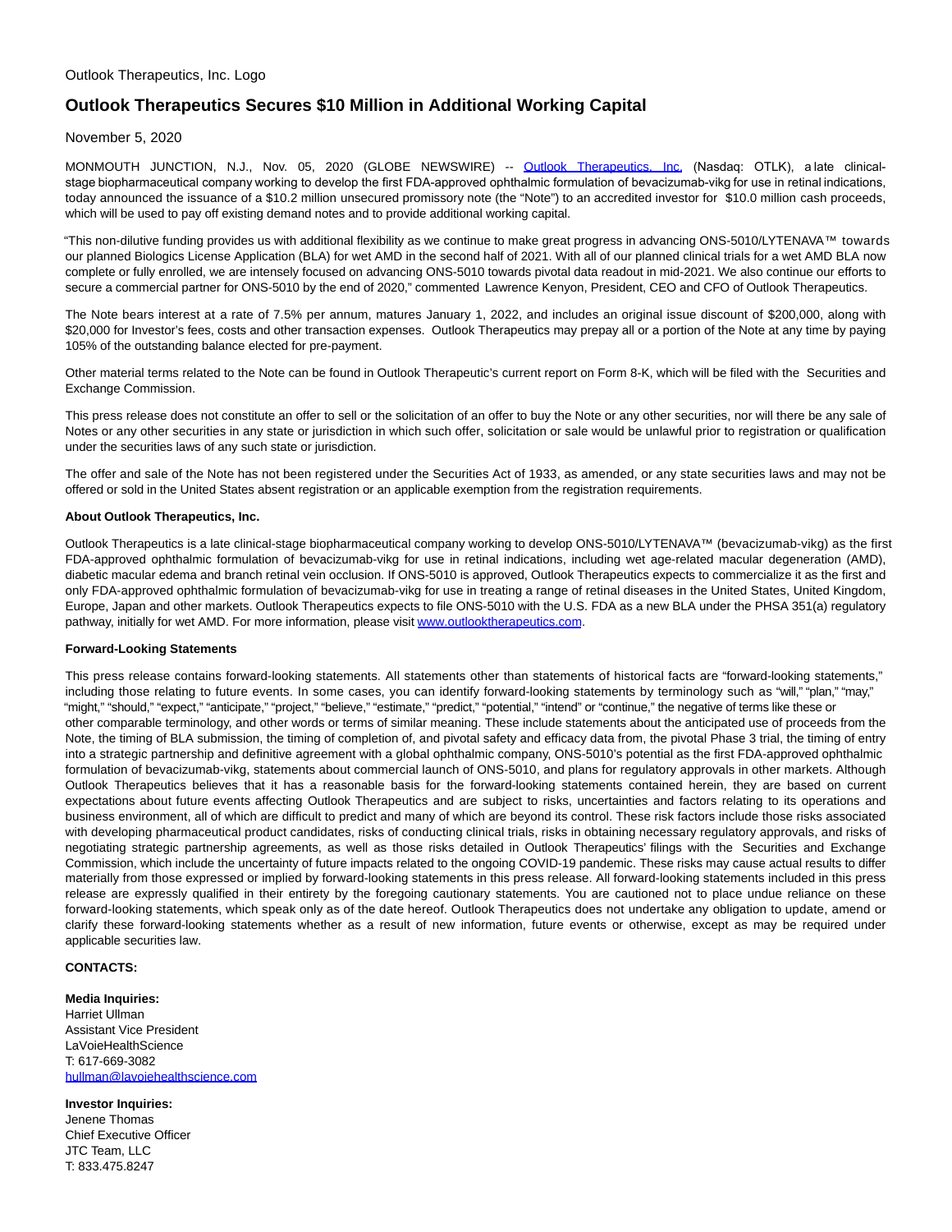Outlook Therapeutics, Inc. Logo

# Outlook Therapeutics Secures $10 Million in Additional Working Capital

November 5, 2020

MONMOUTH JUNCTION, N.J., Nov. 05, 2020 (GLOBE NEWSWIRE) -- [Outlook Therapeutics, Inc.](#) (Nasdaq: OTLK), a late clinical-stage biopharmaceutical company working to develop the first FDA-approved ophthalmic formulation of bevacizumab-vikg for use in retinal indications, today announced the issuance of a $10.2 million unsecured promissory note (the "Note") to an accredited investor for $10.0 million cash proceeds, which will be used to pay off existing demand notes and to provide additional working capital.

"This non-dilutive funding provides us with additional flexibility as we continue to make great progress in advancing ONS-5010/LYTENAVA™ towards our planned Biologics License Application (BLA) for wet AMD in the second half of 2021. With all of our planned clinical trials for a wet AMD BLA now complete or fully enrolled, we are intensely focused on advancing ONS-5010 towards pivotal data readout in mid-2021. We also continue our efforts to secure a commercial partner for ONS-5010 by the end of 2020," commented Lawrence Kenyon, President, CEO and CFO of Outlook Therapeutics.

The Note bears interest at a rate of 7.5% per annum, matures January 1, 2022, and includes an original issue discount of $200,000, along with $20,000 for Investor's fees, costs and other transaction expenses. Outlook Therapeutics may prepay all or a portion of the Note at any time by paying 105% of the outstanding balance elected for pre-payment.

Other material terms related to the Note can be found in Outlook Therapeutic's current report on Form 8-K, which will be filed with the Securities and Exchange Commission.

This press release does not constitute an offer to sell or the solicitation of an offer to buy the Note or any other securities, nor will there be any sale of Notes or any other securities in any state or jurisdiction in which such offer, solicitation or sale would be unlawful prior to registration or qualification under the securities laws of any such state or jurisdiction.

The offer and sale of the Note has not been registered under the Securities Act of 1933, as amended, or any state securities laws and may not be offered or sold in the United States absent registration or an applicable exemption from the registration requirements.

**About Outlook Therapeutics, Inc.**

Outlook Therapeutics is a late clinical-stage biopharmaceutical company working to develop ONS-5010/LYTENAVA™ (bevacizumab-vikg) as the first FDA-approved ophthalmic formulation of bevacizumab-vikg for use in retinal indications, including wet age-related macular degeneration (AMD), diabetic macular edema and branch retinal vein occlusion. If ONS-5010 is approved, Outlook Therapeutics expects to commercialize it as the first and only FDA-approved ophthalmic formulation of bevacizumab-vikg for use in treating a range of retinal diseases in the United States, United Kingdom, Europe, Japan and other markets. Outlook Therapeutics expects to file ONS-5010 with the U.S. FDA as a new BLA under the PHSA 351(a) regulatory pathway, initially for wet AMD. For more information, please visit [www.outlooktherapeutics.com](http://www.outlooktherapeutics.com).

**Forward-Looking Statements**

This press release contains forward-looking statements. All statements other than statements of historical facts are "forward-looking statements," including those relating to future events. In some cases, you can identify forward-looking statements by terminology such as "will," "plan," "may," "might," "should," "expect," "anticipate," "project," "believe," "estimate," "predict," "potential," "intend" or "continue," the negative of terms like these or other comparable terminology, and other words or terms of similar meaning. These include statements about the anticipated use of proceeds from the Note, the timing of BLA submission, the timing of completion of, and pivotal safety and efficacy data from, the pivotal Phase 3 trial, the timing of entry into a strategic partnership and definitive agreement with a global ophthalmic company, ONS-5010's potential as the first FDA-approved ophthalmic formulation of bevacizumab-vikg, statements about commercial launch of ONS-5010, and plans for regulatory approvals in other markets. Although Outlook Therapeutics believes that it has a reasonable basis for the forward-looking statements contained herein, they are based on current expectations about future events affecting Outlook Therapeutics and are subject to risks, uncertainties and factors relating to its operations and business environment, all of which are difficult to predict and many of which are beyond its control. These risk factors include those risks associated with developing pharmaceutical product candidates, risks of conducting clinical trials, risks in obtaining necessary regulatory approvals, and risks of negotiating strategic partnership agreements, as well as those risks detailed in Outlook Therapeutics' filings with the Securities and Exchange Commission, which include the uncertainty of future impacts related to the ongoing COVID-19 pandemic. These risks may cause actual results to differ materially from those expressed or implied by forward-looking statements in this press release. All forward-looking statements included in this press release are expressly qualified in their entirety by the foregoing cautionary statements. You are cautioned not to place undue reliance on these forward-looking statements, which speak only as of the date hereof. Outlook Therapeutics does not undertake any obligation to update, amend or clarify these forward-looking statements whether as a result of new information, future events or otherwise, except as may be required under applicable securities law.

**CONTACTS:**

**Media Inquiries:**
Harriet Ullman
Assistant Vice President
LaVoieHealthScience
T: 617-669-3082
[hullman@lavoiehealthscience.com](mailto:hullman@lavoiehealthscience.com)

**Investor Inquiries:**
Jenene Thomas
Chief Executive Officer
JTC Team, LLC
T: 833.475.8247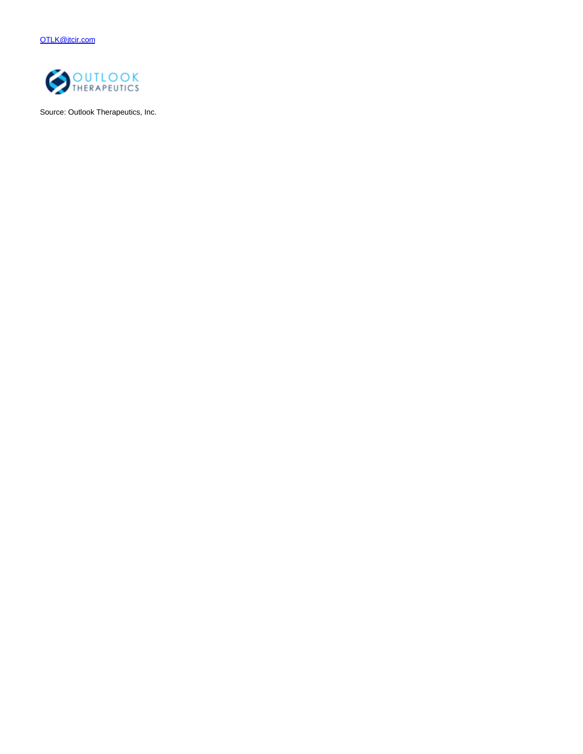OTLK@jtcir.com

Source: Outlook Therapeutics, Inc.